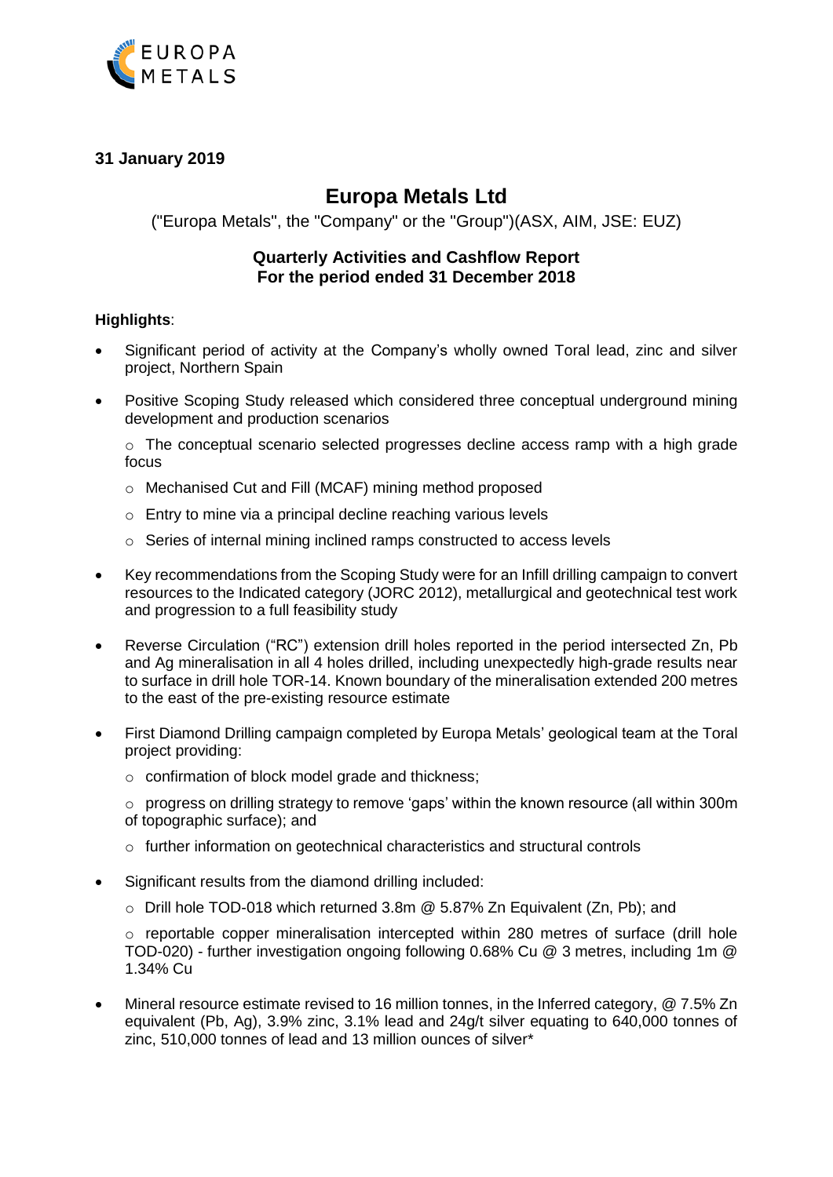**31 January 2019**

# Europa Metals Ltd

("Europa Metals", the "Company" or the "Group")(ASX, AIM, JSE: EUZ)

## Quarterly Activities and Cashflow Report
## For the period ended 31 December 2018

**Highlights**:

- Significant period of activity at the Company's wholly owned Toral lead, zinc and silver project, Northern Spain
- Positive Scoping Study released which considered three conceptual underground mining development and production scenarios
  - The conceptual scenario selected progresses decline access ramp with a high grade focus
  - Mechanised Cut and Fill (MCAF) mining method proposed
  - Entry to mine via a principal decline reaching various levels
  - Series of internal mining inclined ramps constructed to access levels
- Key recommendations from the Scoping Study were for an Infill drilling campaign to convert resources to the Indicated category (JORC 2012), metallurgical and geotechnical test work and progression to a full feasibility study
- Reverse Circulation ("RC") extension drill holes reported in the period intersected Zn, Pb and Ag mineralisation in all 4 holes drilled, including unexpectedly high-grade results near to surface in drill hole TOR-14. Known boundary of the mineralisation extended 200 metres to the east of the pre-existing resource estimate
- First Diamond Drilling campaign completed by Europa Metals' geological team at the Toral project providing:
  - confirmation of block model grade and thickness;
  - progress on drilling strategy to remove 'gaps' within the known resource (all within 300m of topographic surface); and
  - further information on geotechnical characteristics and structural controls
- Significant results from the diamond drilling included:
  - Drill hole TOD-018 which returned 3.8m @ 5.87% Zn Equivalent (Zn, Pb); and
  - reportable copper mineralisation intercepted within 280 metres of surface (drill hole TOD-020) - further investigation ongoing following 0.68% Cu @ 3 metres, including 1m @ 1.34% Cu
- Mineral resource estimate revised to 16 million tonnes, in the Inferred category, @ 7.5% Zn equivalent (Pb, Ag), 3.9% zinc, 3.1% lead and 24g/t silver equating to 640,000 tonnes of zinc, 510,000 tonnes of lead and 13 million ounces of silver*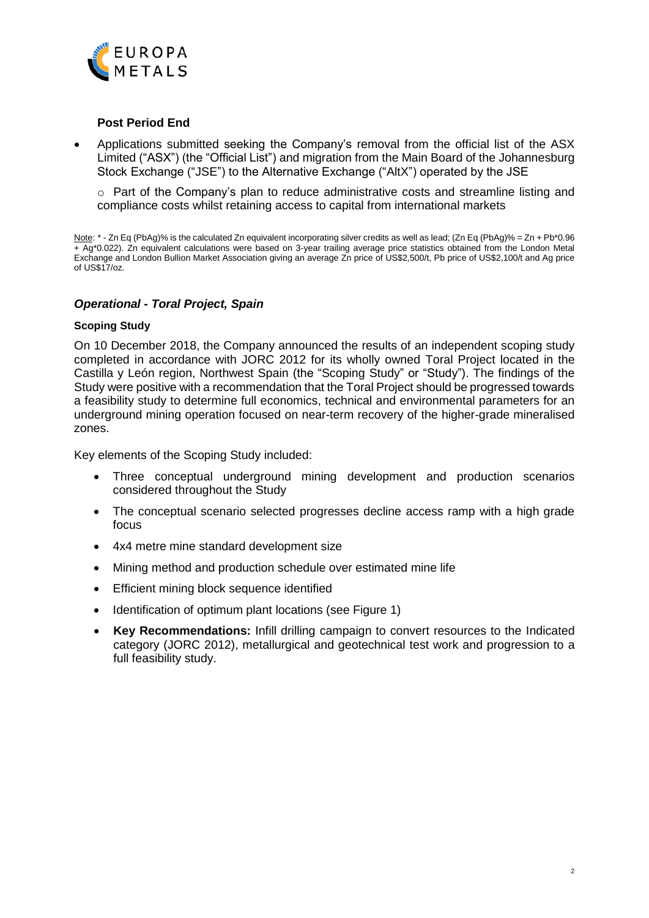**Post Period End**

- Applications submitted seeking the Company's removal from the official list of the ASX Limited ("ASX") (the "Official List") and migration from the Main Board of the Johannesburg Stock Exchange ("JSE") to the Alternative Exchange ("AltX") operated by the JSE
  - Part of the Company's plan to reduce administrative costs and streamline listing and compliance costs whilst retaining access to capital from international markets

Note: * - Zn Eq (PbAg)% is the calculated Zn equivalent incorporating silver credits as well as lead; (Zn Eq (PbAg)% = Zn + Pb*0.96 + Ag*0.022). Zn equivalent calculations were based on 3-year trailing average price statistics obtained from the London Metal Exchange and London Bullion Market Association giving an average Zn price of US$2,500/t, Pb price of US$2,100/t and Ag price of US$17/oz.

## *Operational - Toral Project, Spain*

### Scoping Study

On 10 December 2018, the Company announced the results of an independent scoping study completed in accordance with JORC 2012 for its wholly owned Toral Project located in the Castilla y León region, Northwest Spain (the "Scoping Study" or "Study"). The findings of the Study were positive with a recommendation that the Toral Project should be progressed towards a feasibility study to determine full economics, technical and environmental parameters for an underground mining operation focused on near-term recovery of the higher-grade mineralised zones.

Key elements of the Scoping Study included:

- Three conceptual underground mining development and production scenarios considered throughout the Study
- The conceptual scenario selected progresses decline access ramp with a high grade focus
- 4x4 metre mine standard development size
- Mining method and production schedule over estimated mine life
- Efficient mining block sequence identified
- Identification of optimum plant locations (see Figure 1)
- **Key Recommendations:** Infill drilling campaign to convert resources to the Indicated category (JORC 2012), metallurgical and geotechnical test work and progression to a full feasibility study.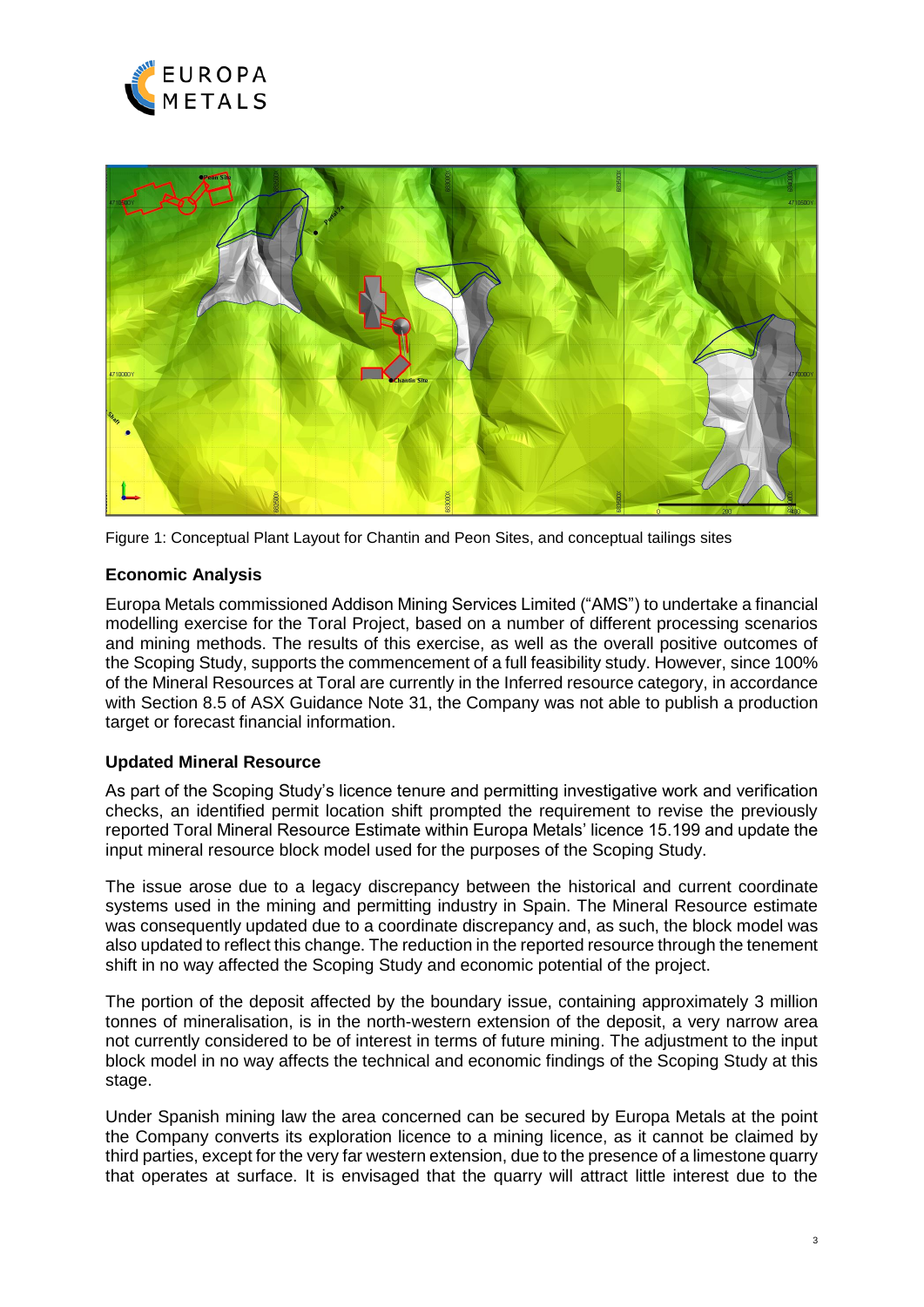Figure 1: Conceptual Plant Layout for Chantin and Peon Sites, and conceptual tailings sites

## Economic Analysis

Europa Metals commissioned Addison Mining Services Limited ("AMS") to undertake a financial modelling exercise for the Toral Project, based on a number of different processing scenarios and mining methods. The results of this exercise, as well as the overall positive outcomes of the Scoping Study, supports the commencement of a full feasibility study. However, since 100% of the Mineral Resources at Toral are currently in the Inferred resource category, in accordance with Section 8.5 of ASX Guidance Note 31, the Company was not able to publish a production target or forecast financial information.

## Updated Mineral Resource

As part of the Scoping Study's licence tenure and permitting investigative work and verification checks, an identified permit location shift prompted the requirement to revise the previously reported Toral Mineral Resource Estimate within Europa Metals' licence 15.199 and update the input mineral resource block model used for the purposes of the Scoping Study.

The issue arose due to a legacy discrepancy between the historical and current coordinate systems used in the mining and permitting industry in Spain. The Mineral Resource estimate was consequently updated due to a coordinate discrepancy and, as such, the block model was also updated to reflect this change. The reduction in the reported resource through the tenement shift in no way affected the Scoping Study and economic potential of the project.

The portion of the deposit affected by the boundary issue, containing approximately 3 million tonnes of mineralisation, is in the north-western extension of the deposit, a very narrow area not currently considered to be of interest in terms of future mining. The adjustment to the input block model in no way affects the technical and economic findings of the Scoping Study at this stage.

Under Spanish mining law the area concerned can be secured by Europa Metals at the point the Company converts its exploration licence to a mining licence, as it cannot be claimed by third parties, except for the very far western extension, due to the presence of a limestone quarry that operates at surface. It is envisaged that the quarry will attract little interest due to the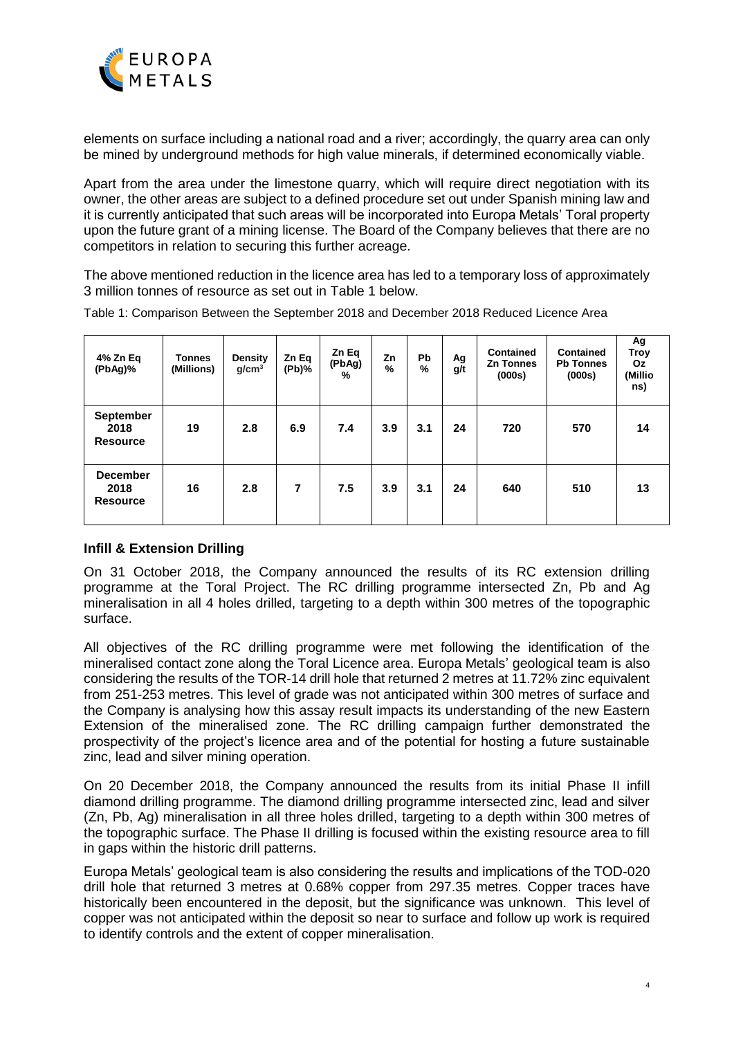elements on surface including a national road and a river; accordingly, the quarry area can only be mined by underground methods for high value minerals, if determined economically viable.

Apart from the area under the limestone quarry, which will require direct negotiation with its owner, the other areas are subject to a defined procedure set out under Spanish mining law and it is currently anticipated that such areas will be incorporated into Europa Metals' Toral property upon the future grant of a mining license. The Board of the Company believes that there are no competitors in relation to securing this further acreage.

The above mentioned reduction in the licence area has led to a temporary loss of approximately 3 million tonnes of resource as set out in Table 1 below.

Table 1: Comparison Between the September 2018 and December 2018 Reduced Licence Area

| 4% Zn Eq (PbAg)% | Tonnes (Millions) | Density g/cm$^3$ | Zn Eq (Pb)% | Zn Eq (PbAg) % | Zn % | Pb % | Ag g/t | Contained Zn Tonnes (000s) | Contained Pb Tonnes (000s) | Ag Troy Oz (Millions) |
|---|---|---|---|---|---|---|---|---|---|---|
| **September 2018 Resource** | **19** | **2.8** | **6.9** | **7.4** | **3.9** | **3.1** | **24** | **720** | **570** | **14** |
| **December 2018 Resource** | **16** | **2.8** | **7** | **7.5** | **3.9** | **3.1** | **24** | **640** | **510** | **13** |

### Infill & Extension Drilling

On 31 October 2018, the Company announced the results of its RC extension drilling programme at the Toral Project. The RC drilling programme intersected Zn, Pb and Ag mineralisation in all 4 holes drilled, targeting to a depth within 300 metres of the topographic surface.

All objectives of the RC drilling programme were met following the identification of the mineralised contact zone along the Toral Licence area. Europa Metals' geological team is also considering the results of the TOR-14 drill hole that returned 2 metres at 11.72% zinc equivalent from 251-253 metres. This level of grade was not anticipated within 300 metres of surface and the Company is analysing how this assay result impacts its understanding of the new Eastern Extension of the mineralised zone. The RC drilling campaign further demonstrated the prospectivity of the project's licence area and of the potential for hosting a future sustainable zinc, lead and silver mining operation.

On 20 December 2018, the Company announced the results from its initial Phase II infill diamond drilling programme. The diamond drilling programme intersected zinc, lead and silver (Zn, Pb, Ag) mineralisation in all three holes drilled, targeting to a depth within 300 metres of the topographic surface. The Phase II drilling is focused within the existing resource area to fill in gaps within the historic drill patterns.

Europa Metals' geological team is also considering the results and implications of the TOD-020 drill hole that returned 3 metres at 0.68% copper from 297.35 metres. Copper traces have historically been encountered in the deposit, but the significance was unknown. This level of copper was not anticipated within the deposit so near to surface and follow up work is required to identify controls and the extent of copper mineralisation.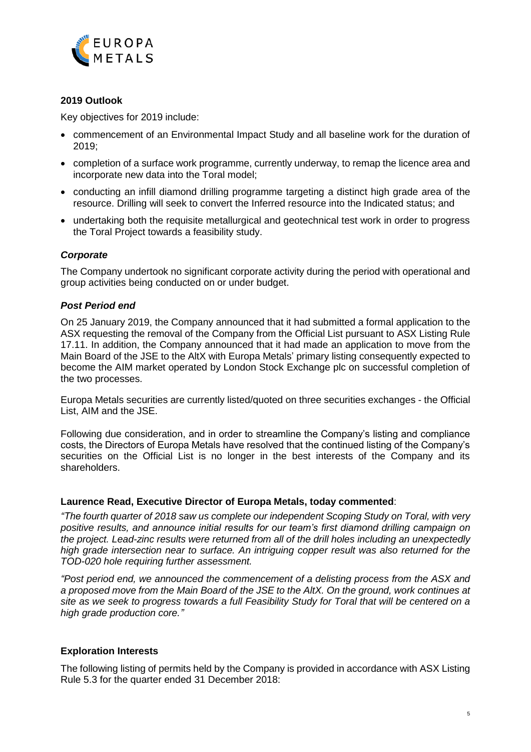## 2019 Outlook

Key objectives for 2019 include:

- commencement of an Environmental Impact Study and all baseline work for the duration of 2019;
- completion of a surface work programme, currently underway, to remap the licence area and incorporate new data into the Toral model;
- conducting an infill diamond drilling programme targeting a distinct high grade area of the resource. Drilling will seek to convert the Inferred resource into the Indicated status; and
- undertaking both the requisite metallurgical and geotechnical test work in order to progress the Toral Project towards a feasibility study.

### *Corporate*

The Company undertook no significant corporate activity during the period with operational and group activities being conducted on or under budget.

### *Post Period end*

On 25 January 2019, the Company announced that it had submitted a formal application to the ASX requesting the removal of the Company from the Official List pursuant to ASX Listing Rule 17.11. In addition, the Company announced that it had made an application to move from the Main Board of the JSE to the AltX with Europa Metals' primary listing consequently expected to become the AIM market operated by London Stock Exchange plc on successful completion of the two processes.

Europa Metals securities are currently listed/quoted on three securities exchanges - the Official List, AIM and the JSE.

Following due consideration, and in order to streamline the Company's listing and compliance costs, the Directors of Europa Metals have resolved that the continued listing of the Company's securities on the Official List is no longer in the best interests of the Company and its shareholders.

**Laurence Read, Executive Director of Europa Metals, today commented**:

*"The fourth quarter of 2018 saw us complete our independent Scoping Study on Toral, with very positive results, and announce initial results for our team's first diamond drilling campaign on the project. Lead-zinc results were returned from all of the drill holes including an unexpectedly high grade intersection near to surface. An intriguing copper result was also returned for the TOD-020 hole requiring further assessment.*

*"Post period end, we announced the commencement of a delisting process from the ASX and a proposed move from the Main Board of the JSE to the AltX. On the ground, work continues at site as we seek to progress towards a full Feasibility Study for Toral that will be centered on a high grade production core."*

## Exploration Interests

The following listing of permits held by the Company is provided in accordance with ASX Listing Rule 5.3 for the quarter ended 31 December 2018: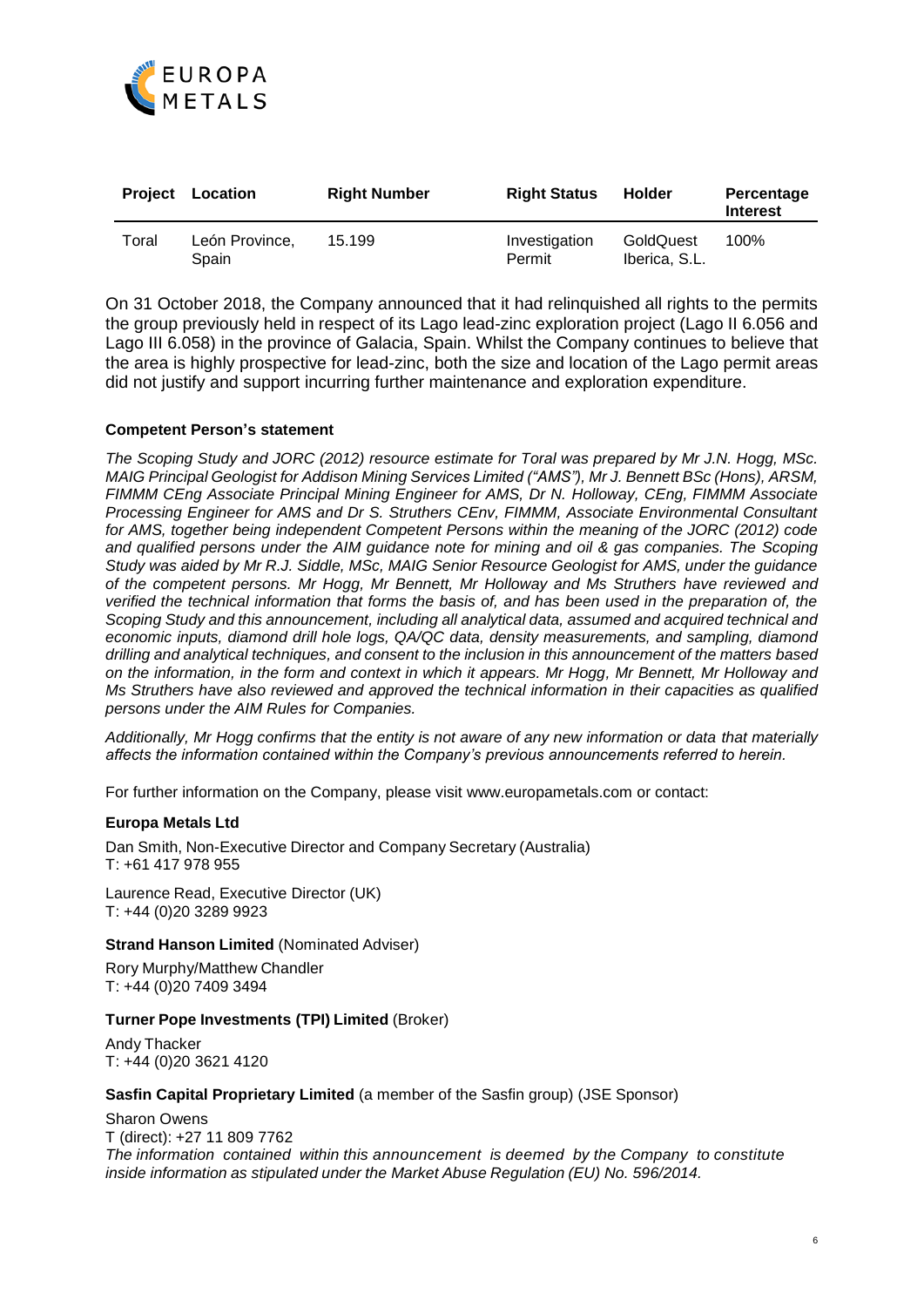| Project | Location | Right Number | Right Status | Holder | Percentage Interest |
| --- | --- | --- | --- | --- | --- |
| Toral | León Province, Spain | 15.199 | Investigation Permit | GoldQuest Iberica, S.L. | 100% |

On 31 October 2018, the Company announced that it had relinquished all rights to the permits the group previously held in respect of its Lago lead-zinc exploration project (Lago II 6.056 and Lago III 6.058) in the province of Galacia, Spain. Whilst the Company continues to believe that the area is highly prospective for lead-zinc, both the size and location of the Lago permit areas did not justify and support incurring further maintenance and exploration expenditure.

**Competent Person's statement**

*The Scoping Study and JORC (2012) resource estimate for Toral was prepared by Mr J.N. Hogg, MSc. MAIG Principal Geologist for Addison Mining Services Limited ("AMS"), Mr J. Bennett BSc (Hons), ARSM, FIMMM CEng Associate Principal Mining Engineer for AMS, Dr N. Holloway, CEng, FIMMM Associate Processing Engineer for AMS and Dr S. Struthers CEnv, FIMMM, Associate Environmental Consultant for AMS, together being independent Competent Persons within the meaning of the JORC (2012) code and qualified persons under the AIM guidance note for mining and oil & gas companies. The Scoping Study was aided by Mr R.J. Siddle, MSc, MAIG Senior Resource Geologist for AMS, under the guidance of the competent persons. Mr Hogg, Mr Bennett, Mr Holloway and Ms Struthers have reviewed and verified the technical information that forms the basis of, and has been used in the preparation of, the Scoping Study and this announcement, including all analytical data, assumed and acquired technical and economic inputs, diamond drill hole logs, QA/QC data, density measurements, and sampling, diamond drilling and analytical techniques, and consent to the inclusion in this announcement of the matters based on the information, in the form and context in which it appears. Mr Hogg, Mr Bennett, Mr Holloway and Ms Struthers have also reviewed and approved the technical information in their capacities as qualified persons under the AIM Rules for Companies.*

*Additionally, Mr Hogg confirms that the entity is not aware of any new information or data that materially affects the information contained within the Company's previous announcements referred to herein.*

For further information on the Company, please visit www.europametals.com or contact:

**Europa Metals Ltd**

Dan Smith, Non-Executive Director and Company Secretary (Australia)
T: +61 417 978 955

Laurence Read, Executive Director (UK)
T: +44 (0)20 3289 9923

**Strand Hanson Limited** (Nominated Adviser)

Rory Murphy/Matthew Chandler
T: +44 (0)20 7409 3494

**Turner Pope Investments (TPI) Limited** (Broker)

Andy Thacker
T: +44 (0)20 3621 4120

**Sasfin Capital Proprietary Limited** (a member of the Sasfin group) (JSE Sponsor)

Sharon Owens
T (direct): +27 11 809 7762

*The information contained within this announcement is deemed by the Company to constitute inside information as stipulated under the Market Abuse Regulation (EU) No. 596/2014.*